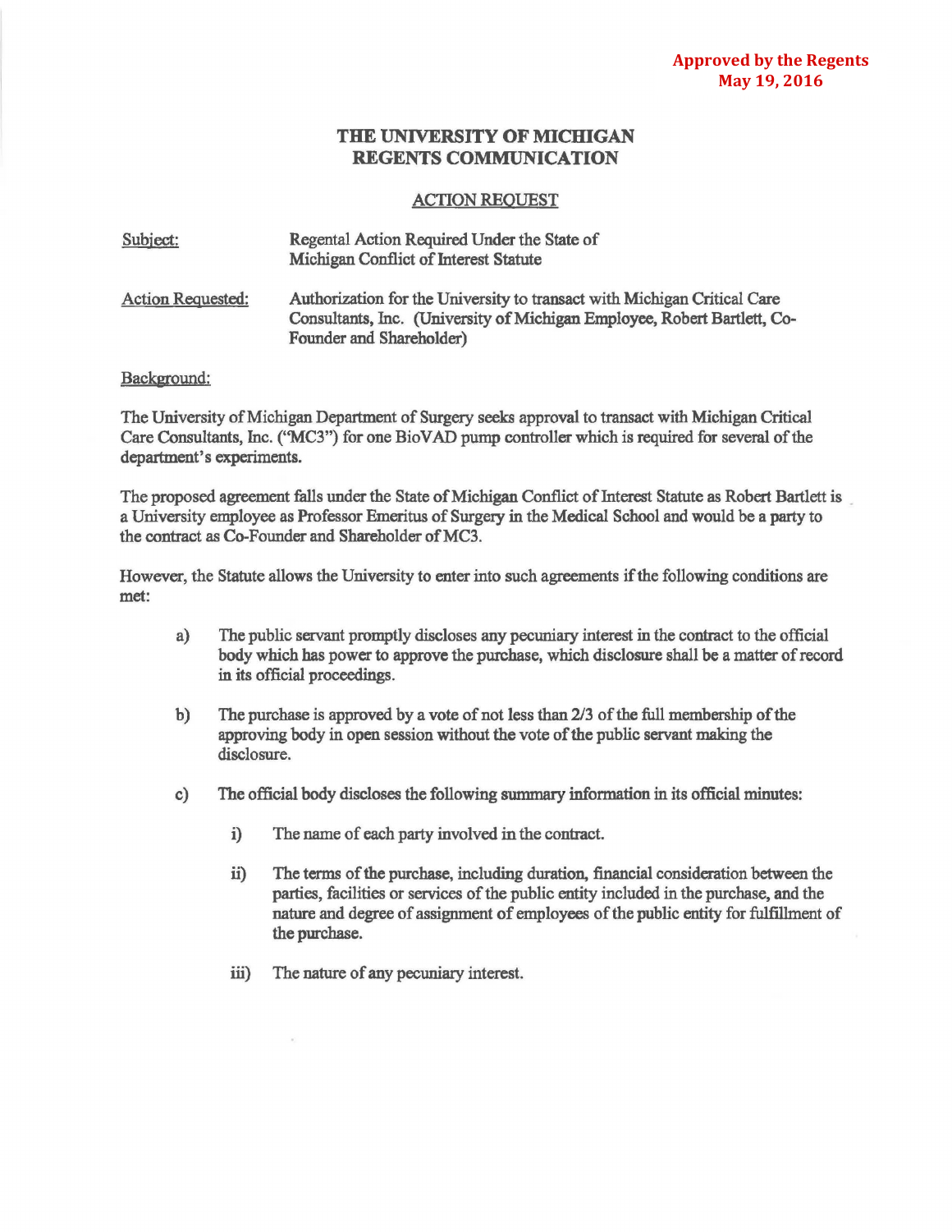**Approved by the Regents**
**May 19, 2016**

# THE UNIVERSITY OF MICHIGAN
## REGENTS COMMUNICATION

### ACTION REQUEST

| | |
|---|---|
| Subject: | Regental Action Required Under the State of Michigan Conflict of Interest Statute |
| Action Requested: | Authorization for the University to transact with Michigan Critical Care Consultants, Inc. (University of Michigan Employee, Robert Bartlett, Co-Founder and Shareholder) |

Background:

The University of Michigan Department of Surgery seeks approval to transact with Michigan Critical Care Consultants, Inc. ("MC3") for one BioVAD pump controller which is required for several of the department's experiments.

The proposed agreement falls under the State of Michigan Conflict of Interest Statute as Robert Bartlett is a University employee as Professor Emeritus of Surgery in the Medical School and would be a party to the contract as Co-Founder and Shareholder of MC3.

However, the Statute allows the University to enter into such agreements if the following conditions are met:

a) The public servant promptly discloses any pecuniary interest in the contract to the official body which has power to approve the purchase, which disclosure shall be a matter of record in its official proceedings.

b) The purchase is approved by a vote of not less than 2/3 of the full membership of the approving body in open session without the vote of the public servant making the disclosure.

c) The official body discloses the following summary information in its official minutes:

   i) The name of each party involved in the contract.

   ii) The terms of the purchase, including duration, financial consideration between the parties, facilities or services of the public entity included in the purchase, and the nature and degree of assignment of employees of the public entity for fulfillment of the purchase.

   iii) The nature of any pecuniary interest.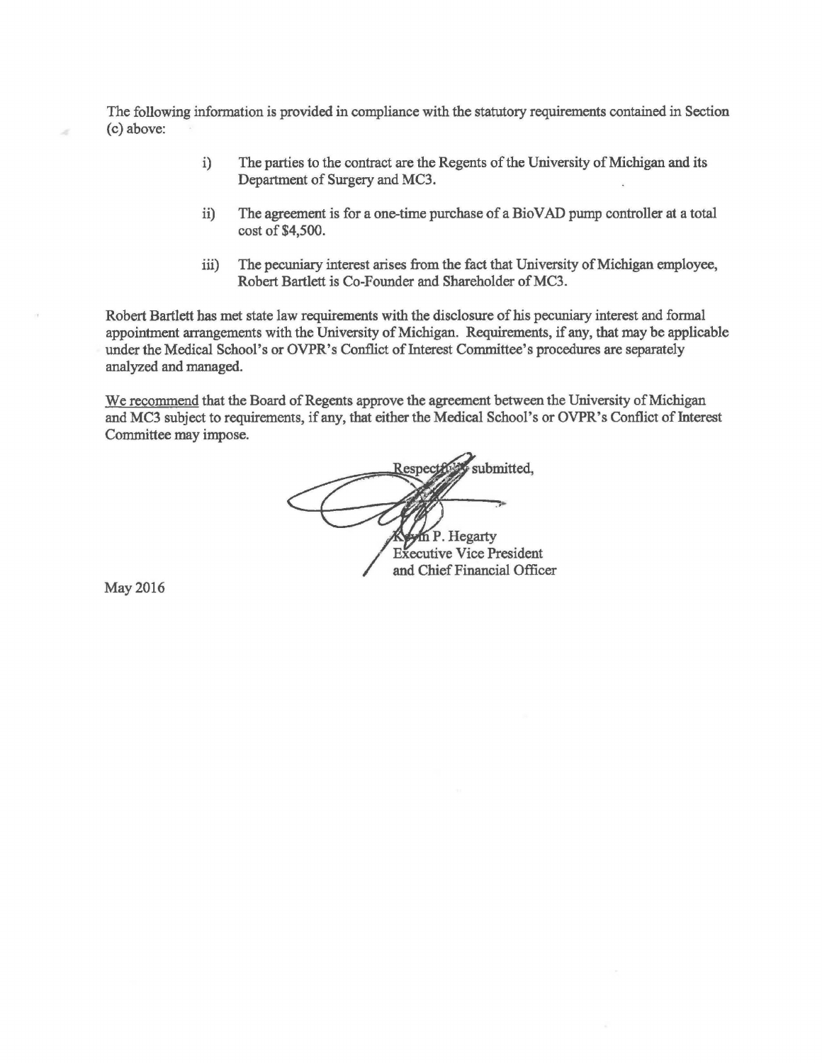The following information is provided in compliance with the statutory requirements contained in Section (c) above:

i) The parties to the contract are the Regents of the University of Michigan and its Department of Surgery and MC3.

ii) The agreement is for a one-time purchase of a BioVAD pump controller at a total cost of $4,500.

iii) The pecuniary interest arises from the fact that University of Michigan employee, Robert Bartlett is Co-Founder and Shareholder of MC3.

Robert Bartlett has met state law requirements with the disclosure of his pecuniary interest and formal appointment arrangements with the University of Michigan. Requirements, if any, that may be applicable under the Medical School's or OVPR's Conflict of Interest Committee's procedures are separately analyzed and managed.

We recommend that the Board of Regents approve the agreement between the University of Michigan and MC3 subject to requirements, if any, that either the Medical School's or OVPR's Conflict of Interest Committee may impose.

Respectfully submitted,

Kevin P. Hegarty
Executive Vice President
and Chief Financial Officer

May 2016